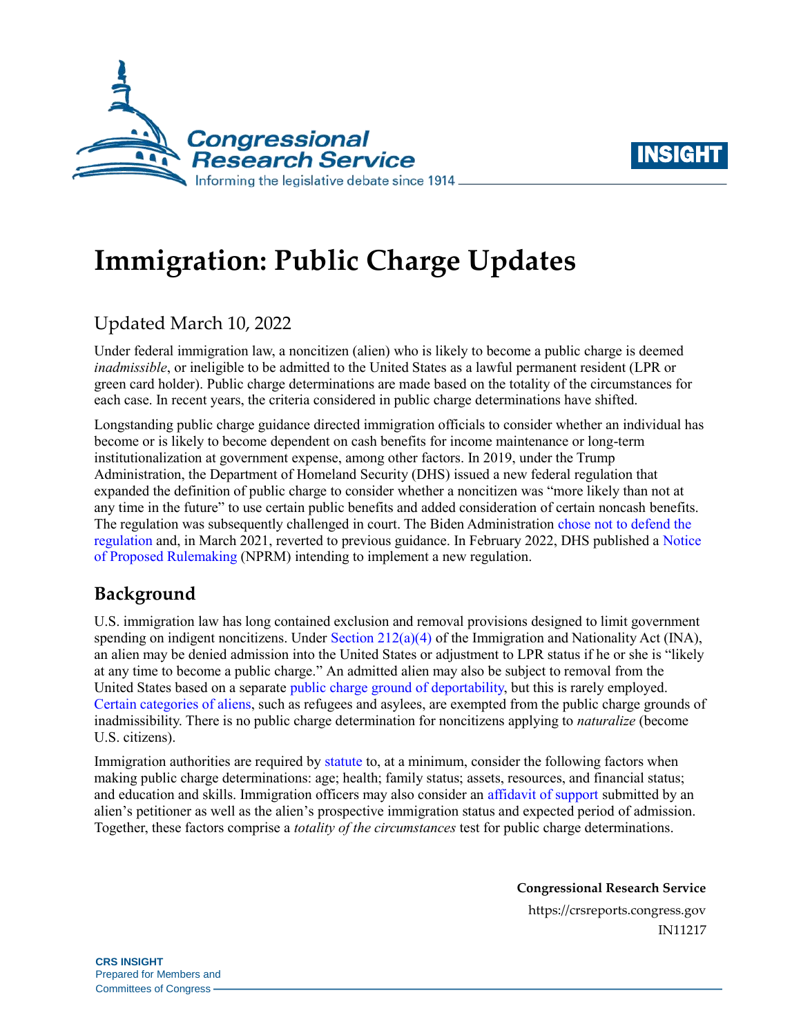# Immigration: Public Charge Updates

Updated March 10, 2022

Under federal immigration law, a noncitizen (alien) who is likely to become a public charge is deemed *inadmissible*, or ineligible to be admitted to the United States as a lawful permanent resident (LPR or green card holder). Public charge determinations are made based on the totality of the circumstances for each case. In recent years, the criteria considered in public charge determinations have shifted.

Longstanding public charge guidance directed immigration officials to consider whether an individual has become or is likely to become dependent on cash benefits for income maintenance or long-term institutionalization at government expense, among other factors. In 2019, under the Trump Administration, the Department of Homeland Security (DHS) issued a new federal regulation that expanded the definition of public charge to consider whether a noncitizen was "more likely than not at any time in the future" to use certain public benefits and added consideration of certain noncash benefits. The regulation was subsequently challenged in court. The Biden Administration chose not to defend the regulation and, in March 2021, reverted to previous guidance. In February 2022, DHS published a Notice of Proposed Rulemaking (NPRM) intending to implement a new regulation.

## Background

U.S. immigration law has long contained exclusion and removal provisions designed to limit government spending on indigent noncitizens. Under Section 212(a)(4) of the Immigration and Nationality Act (INA), an alien may be denied admission into the United States or adjustment to LPR status if he or she is "likely at any time to become a public charge." An admitted alien may also be subject to removal from the United States based on a separate public charge ground of deportability, but this is rarely employed. Certain categories of aliens, such as refugees and asylees, are exempted from the public charge grounds of inadmissibility. There is no public charge determination for noncitizens applying to *naturalize* (become U.S. citizens).

Immigration authorities are required by statute to, at a minimum, consider the following factors when making public charge determinations: age; health; family status; assets, resources, and financial status; and education and skills. Immigration officers may also consider an affidavit of support submitted by an alien's petitioner as well as the alien's prospective immigration status and expected period of admission. Together, these factors comprise a *totality of the circumstances* test for public charge determinations.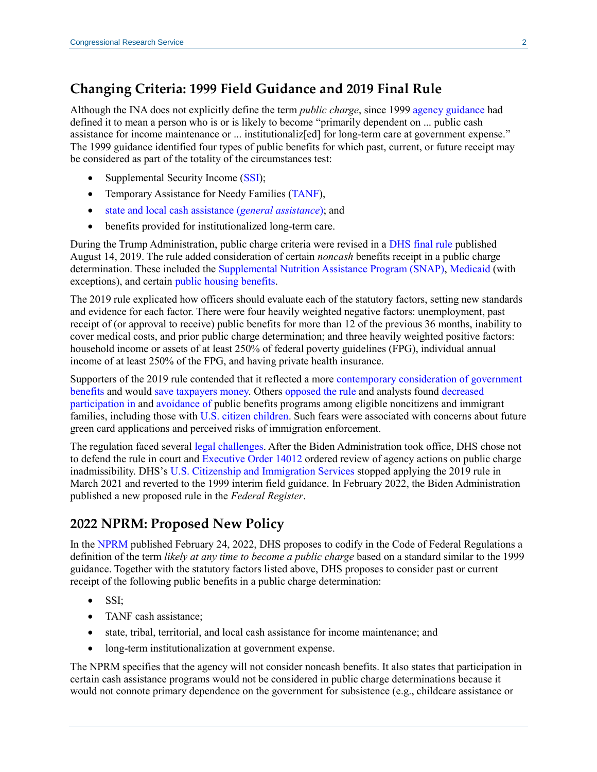## Changing Criteria: 1999 Field Guidance and 2019 Final Rule

Although the INA does not explicitly define the term *public charge*, since 1999 agency guidance had defined it to mean a person who is or is likely to become "primarily dependent on ... public cash assistance for income maintenance or ... institutionaliz[ed] for long-term care at government expense." The 1999 guidance identified four types of public benefits for which past, current, or future receipt may be considered as part of the totality of the circumstances test:

- Supplemental Security Income (SSI);
- Temporary Assistance for Needy Families (TANF),
- state and local cash assistance (*general assistance*); and
- benefits provided for institutionalized long-term care.

During the Trump Administration, public charge criteria were revised in a DHS final rule published August 14, 2019. The rule added consideration of certain *noncash* benefits receipt in a public charge determination. These included the Supplemental Nutrition Assistance Program (SNAP), Medicaid (with exceptions), and certain public housing benefits.

The 2019 rule explicated how officers should evaluate each of the statutory factors, setting new standards and evidence for each factor. There were four heavily weighted negative factors: unemployment, past receipt of (or approval to receive) public benefits for more than 12 of the previous 36 months, inability to cover medical costs, and prior public charge determination; and three heavily weighted positive factors: household income or assets of at least 250% of federal poverty guidelines (FPG), individual annual income of at least 250% of the FPG, and having private health insurance.

Supporters of the 2019 rule contended that it reflected a more contemporary consideration of government benefits and would save taxpayers money. Others opposed the rule and analysts found decreased participation in and avoidance of public benefits programs among eligible noncitizens and immigrant families, including those with U.S. citizen children. Such fears were associated with concerns about future green card applications and perceived risks of immigration enforcement.

The regulation faced several legal challenges. After the Biden Administration took office, DHS chose not to defend the rule in court and Executive Order 14012 ordered review of agency actions on public charge inadmissibility. DHS's U.S. Citizenship and Immigration Services stopped applying the 2019 rule in March 2021 and reverted to the 1999 interim field guidance. In February 2022, the Biden Administration published a new proposed rule in the *Federal Register*.

## 2022 NPRM: Proposed New Policy

In the NPRM published February 24, 2022, DHS proposes to codify in the Code of Federal Regulations a definition of the term *likely at any time to become a public charge* based on a standard similar to the 1999 guidance. Together with the statutory factors listed above, DHS proposes to consider past or current receipt of the following public benefits in a public charge determination:

- SSI;
- TANF cash assistance;
- state, tribal, territorial, and local cash assistance for income maintenance; and
- long-term institutionalization at government expense.

The NPRM specifies that the agency will not consider noncash benefits. It also states that participation in certain cash assistance programs would not be considered in public charge determinations because it would not connote primary dependence on the government for subsistence (e.g., childcare assistance or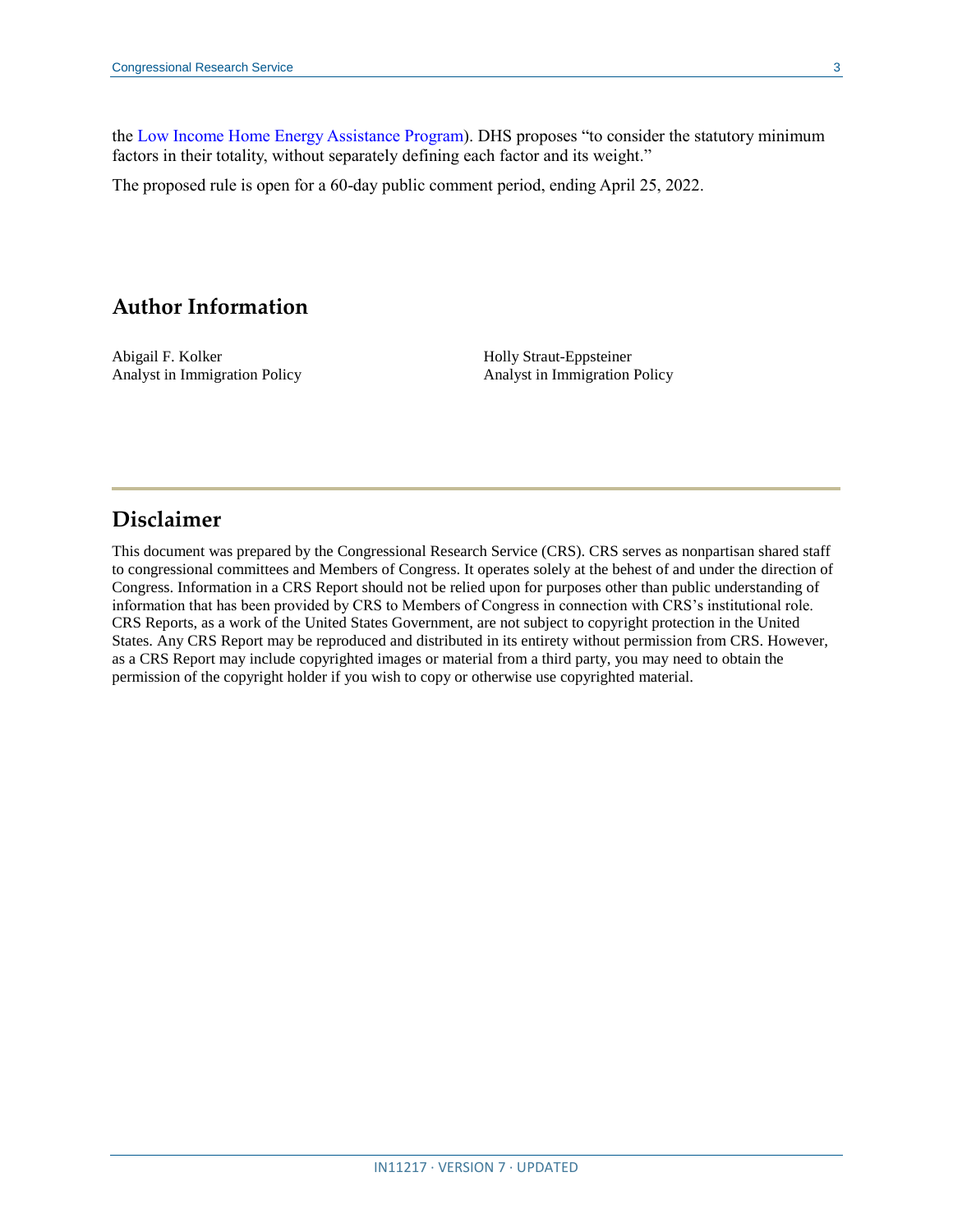the Low Income Home Energy Assistance Program). DHS proposes "to consider the statutory minimum factors in their totality, without separately defining each factor and its weight."

The proposed rule is open for a 60-day public comment period, ending April 25, 2022.

## Author Information

Abigail F. Kolker
Analyst in Immigration Policy

Holly Straut-Eppsteiner
Analyst in Immigration Policy

## Disclaimer

This document was prepared by the Congressional Research Service (CRS). CRS serves as nonpartisan shared staff to congressional committees and Members of Congress. It operates solely at the behest of and under the direction of Congress. Information in a CRS Report should not be relied upon for purposes other than public understanding of information that has been provided by CRS to Members of Congress in connection with CRS's institutional role. CRS Reports, as a work of the United States Government, are not subject to copyright protection in the United States. Any CRS Report may be reproduced and distributed in its entirety without permission from CRS. However, as a CRS Report may include copyrighted images or material from a third party, you may need to obtain the permission of the copyright holder if you wish to copy or otherwise use copyrighted material.